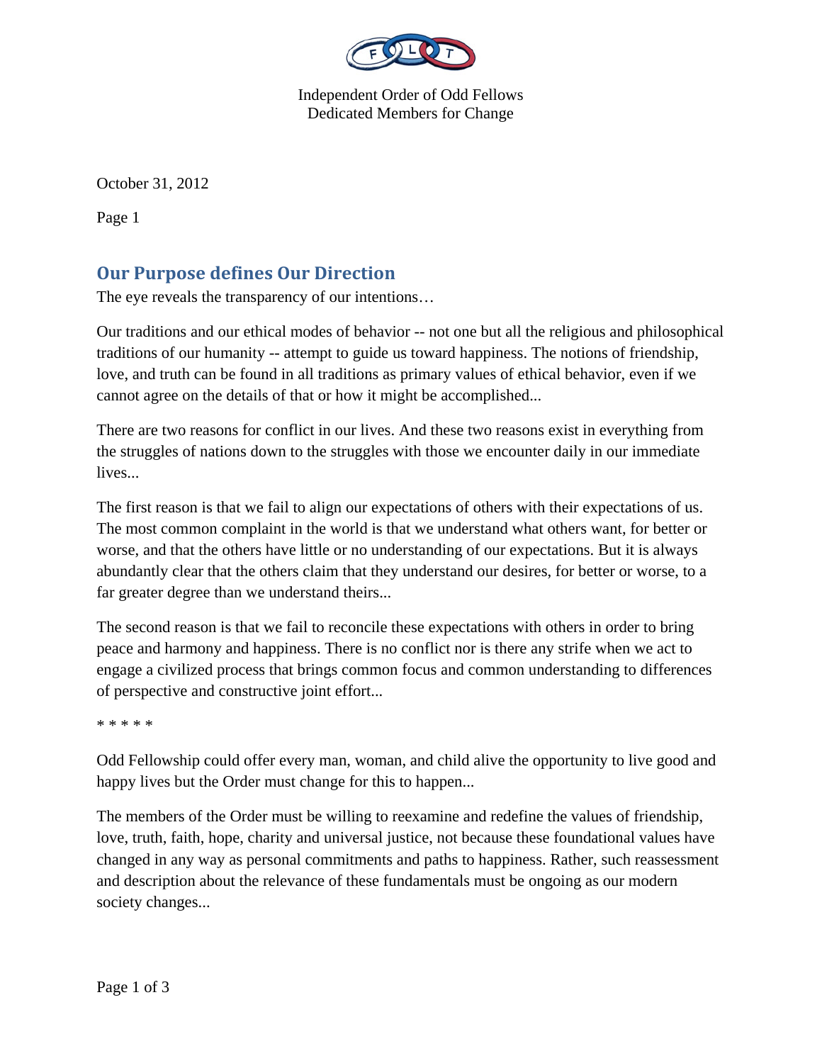Independent Order of Odd Fellows
Dedicated Members for Change

October 31, 2012

Page 1

## Our Purpose defines Our Direction

The eye reveals the transparency of our intentions…

Our traditions and our ethical modes of behavior -- not one but all the religious and philosophical traditions of our humanity -- attempt to guide us toward happiness. The notions of friendship, love, and truth can be found in all traditions as primary values of ethical behavior, even if we cannot agree on the details of that or how it might be accomplished...

There are two reasons for conflict in our lives. And these two reasons exist in everything from the struggles of nations down to the struggles with those we encounter daily in our immediate lives...

The first reason is that we fail to align our expectations of others with their expectations of us. The most common complaint in the world is that we understand what others want, for better or worse, and that the others have little or no understanding of our expectations. But it is always abundantly clear that the others claim that they understand our desires, for better or worse, to a far greater degree than we understand theirs...

The second reason is that we fail to reconcile these expectations with others in order to bring peace and harmony and happiness. There is no conflict nor is there any strife when we act to engage a civilized process that brings common focus and common understanding to differences of perspective and constructive joint effort...

* * * * *

Odd Fellowship could offer every man, woman, and child alive the opportunity to live good and happy lives but the Order must change for this to happen...

The members of the Order must be willing to reexamine and redefine the values of friendship, love, truth, faith, hope, charity and universal justice, not because these foundational values have changed in any way as personal commitments and paths to happiness. Rather, such reassessment and description about the relevance of these fundamentals must be ongoing as our modern society changes...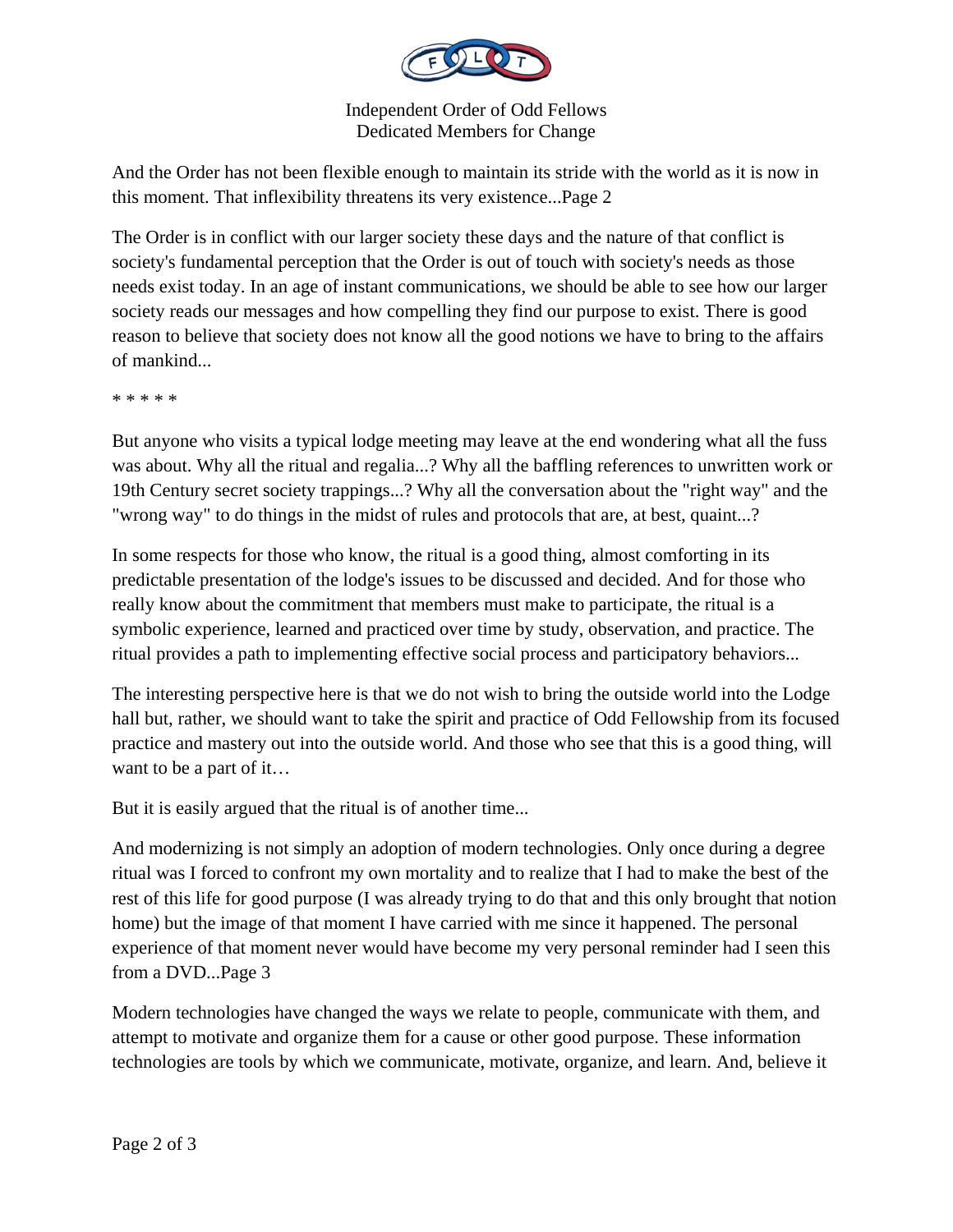And the Order has not been flexible enough to maintain its stride with the world as it is now in this moment. That inflexibility threatens its very existence...Page 2

The Order is in conflict with our larger society these days and the nature of that conflict is society's fundamental perception that the Order is out of touch with society's needs as those needs exist today. In an age of instant communications, we should be able to see how our larger society reads our messages and how compelling they find our purpose to exist. There is good reason to believe that society does not know all the good notions we have to bring to the affairs of mankind...

\* \* \* \* \*

But anyone who visits a typical lodge meeting may leave at the end wondering what all the fuss was about. Why all the ritual and regalia...? Why all the baffling references to unwritten work or 19th Century secret society trappings...? Why all the conversation about the "right way" and the "wrong way" to do things in the midst of rules and protocols that are, at best, quaint...?

In some respects for those who know, the ritual is a good thing, almost comforting in its predictable presentation of the lodge's issues to be discussed and decided. And for those who really know about the commitment that members must make to participate, the ritual is a symbolic experience, learned and practiced over time by study, observation, and practice. The ritual provides a path to implementing effective social process and participatory behaviors...

The interesting perspective here is that we do not wish to bring the outside world into the Lodge hall but, rather, we should want to take the spirit and practice of Odd Fellowship from its focused practice and mastery out into the outside world. And those who see that this is a good thing, will want to be a part of it…

But it is easily argued that the ritual is of another time...

And modernizing is not simply an adoption of modern technologies. Only once during a degree ritual was I forced to confront my own mortality and to realize that I had to make the best of the rest of this life for good purpose (I was already trying to do that and this only brought that notion home) but the image of that moment I have carried with me since it happened. The personal experience of that moment never would have become my very personal reminder had I seen this from a DVD...Page 3

Modern technologies have changed the ways we relate to people, communicate with them, and attempt to motivate and organize them for a cause or other good purpose. These information technologies are tools by which we communicate, motivate, organize, and learn. And, believe it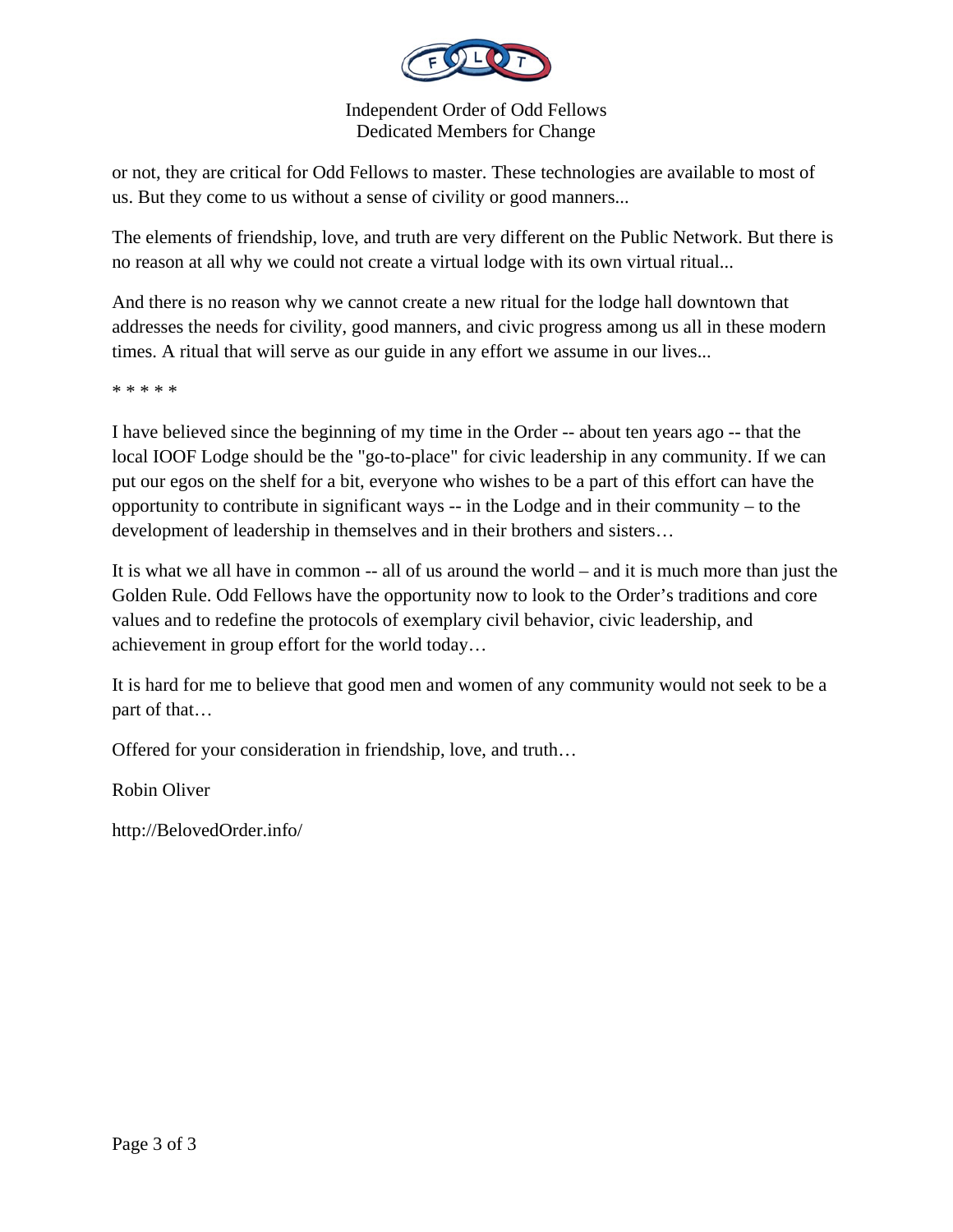or not, they are critical for Odd Fellows to master. These technologies are available to most of us. But they come to us without a sense of civility or good manners...

The elements of friendship, love, and truth are very different on the Public Network. But there is no reason at all why we could not create a virtual lodge with its own virtual ritual...

And there is no reason why we cannot create a new ritual for the lodge hall downtown that addresses the needs for civility, good manners, and civic progress among us all in these modern times. A ritual that will serve as our guide in any effort we assume in our lives...

* * * * *

I have believed since the beginning of my time in the Order -- about ten years ago -- that the local IOOF Lodge should be the "go-to-place" for civic leadership in any community. If we can put our egos on the shelf for a bit, everyone who wishes to be a part of this effort can have the opportunity to contribute in significant ways -- in the Lodge and in their community – to the development of leadership in themselves and in their brothers and sisters…

It is what we all have in common -- all of us around the world – and it is much more than just the Golden Rule. Odd Fellows have the opportunity now to look to the Order's traditions and core values and to redefine the protocols of exemplary civil behavior, civic leadership, and achievement in group effort for the world today…

It is hard for me to believe that good men and women of any community would not seek to be a part of that…

Offered for your consideration in friendship, love, and truth…

Robin Oliver

http://BelovedOrder.info/